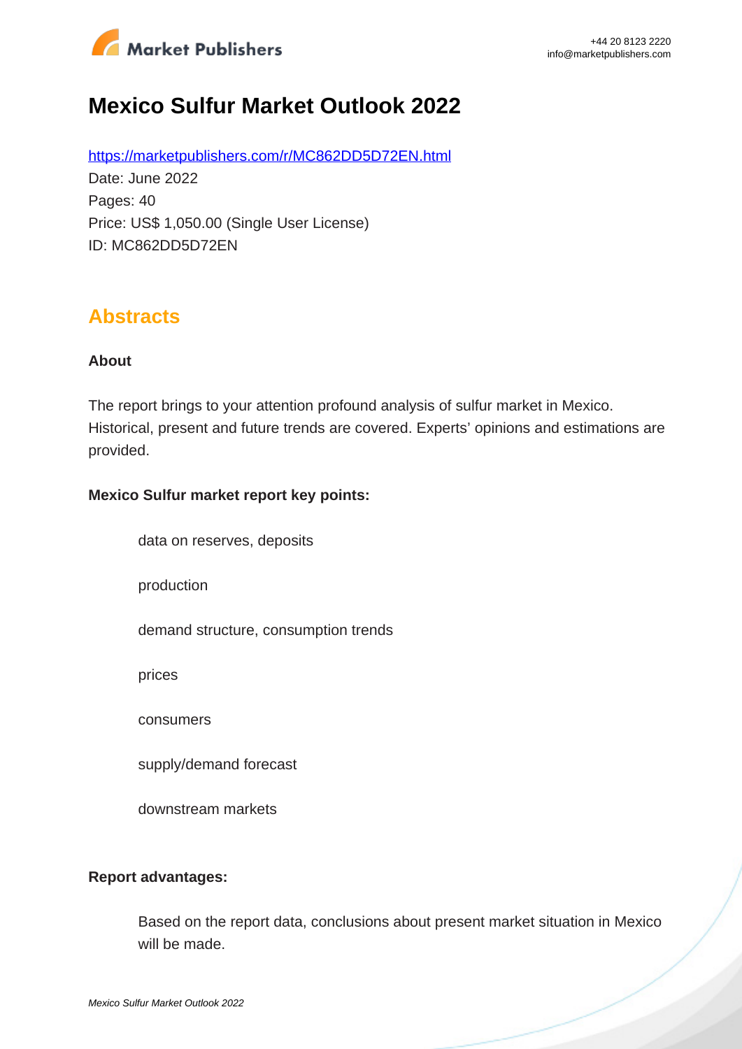# Mexico Sulfur Market Outlook 2022

https://marketpublishers.com/r/MC862DD5D72EN.html

Date: June 2022

Pages: 40

Price: US$ 1,050.00 (Single User License)

ID: MC862DD5D72EN

## Abstracts

### About

The report brings to your attention profound analysis of sulfur market in Mexico. Historical, present and future trends are covered. Experts' opinions and estimations are provided.

### Mexico Sulfur market report key points:

- data on reserves, deposits
- production
- demand structure, consumption trends
- prices
- consumers
- supply/demand forecast
- downstream markets

### Report advantages:

- Based on the report data, conclusions about present market situation in Mexico will be made.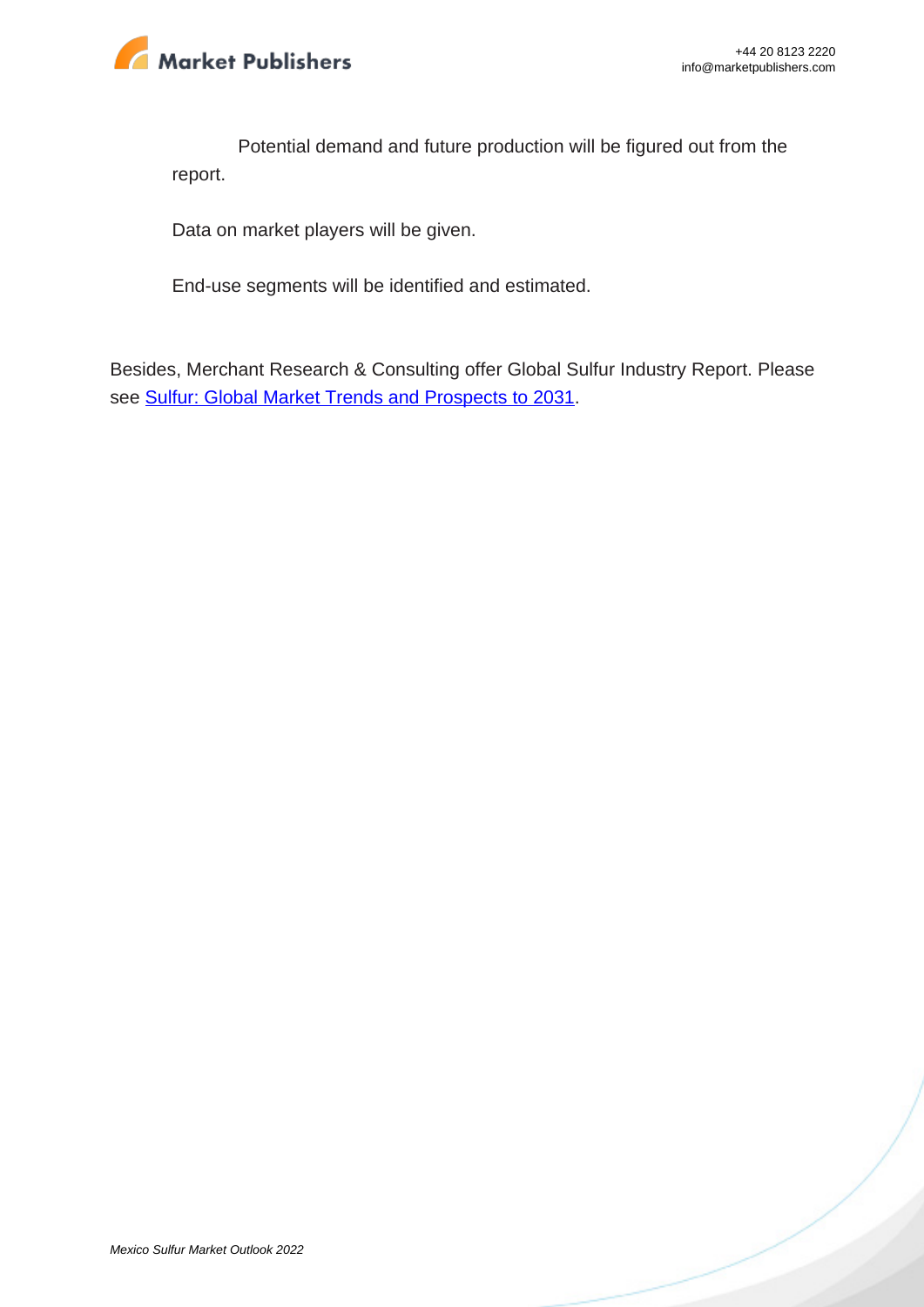Potential demand and future production will be figured out from the report.

Data on market players will be given.

End-use segments will be identified and estimated.

Besides, Merchant Research & Consulting offer Global Sulfur Industry Report. Please see Sulfur: Global Market Trends and Prospects to 2031.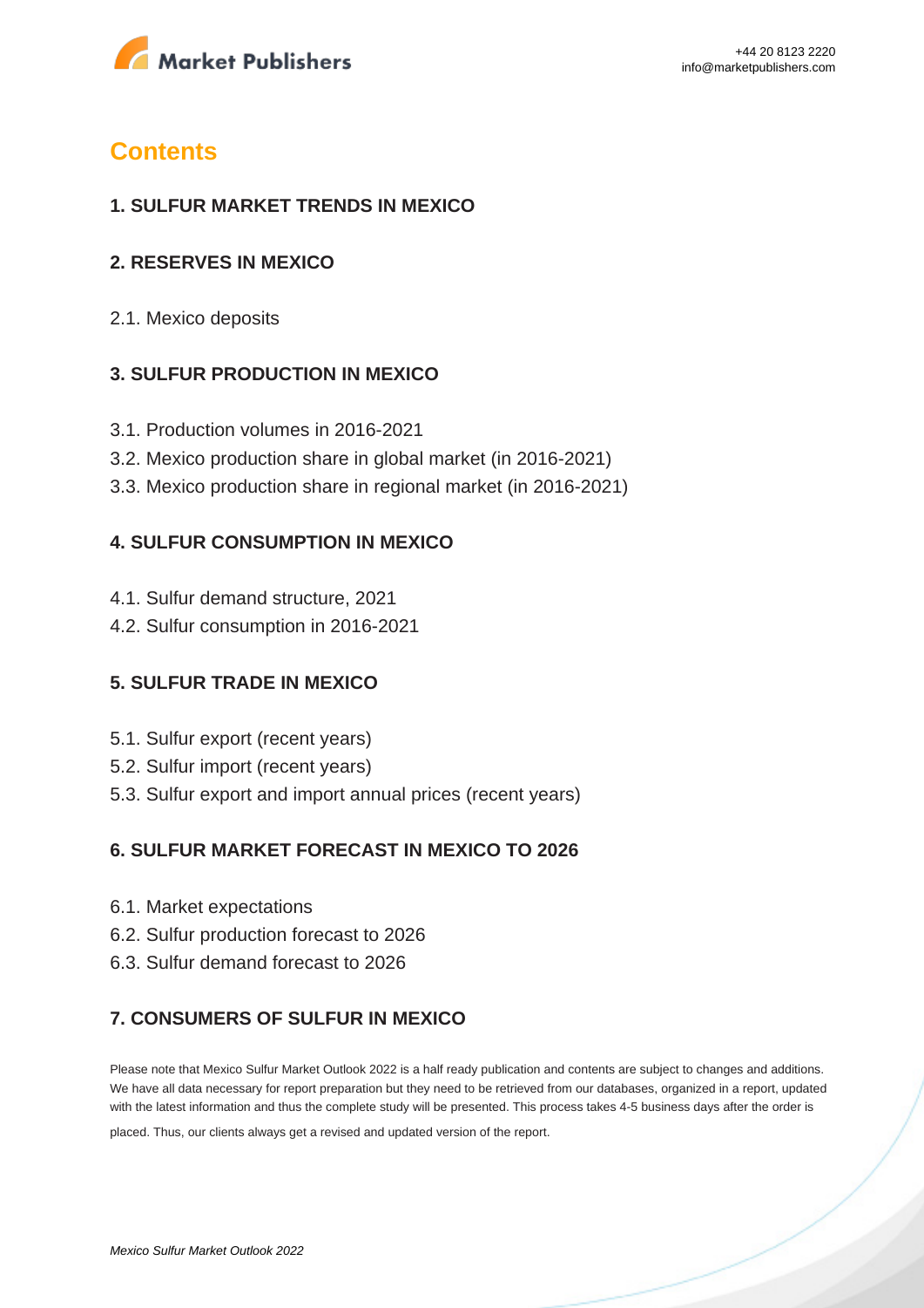# Contents

## 1. SULFUR MARKET TRENDS IN MEXICO

## 2. RESERVES IN MEXICO

2.1. Mexico deposits

## 3. SULFUR PRODUCTION IN MEXICO

3.1. Production volumes in 2016-2021

3.2. Mexico production share in global market (in 2016-2021)

3.3. Mexico production share in regional market (in 2016-2021)

## 4. SULFUR CONSUMPTION IN MEXICO

4.1. Sulfur demand structure, 2021

4.2. Sulfur consumption in 2016-2021

## 5. SULFUR TRADE IN MEXICO

5.1. Sulfur export (recent years)

5.2. Sulfur import (recent years)

5.3. Sulfur export and import annual prices (recent years)

## 6. SULFUR MARKET FORECAST IN MEXICO TO 2026

6.1. Market expectations

6.2. Sulfur production forecast to 2026

6.3. Sulfur demand forecast to 2026

## 7. CONSUMERS OF SULFUR IN MEXICO

Please note that Mexico Sulfur Market Outlook 2022 is a half ready publication and contents are subject to changes and additions. We have all data necessary for report preparation but they need to be retrieved from our databases, organized in a report, updated with the latest information and thus the complete study will be presented. This process takes 4-5 business days after the order is placed. Thus, our clients always get a revised and updated version of the report.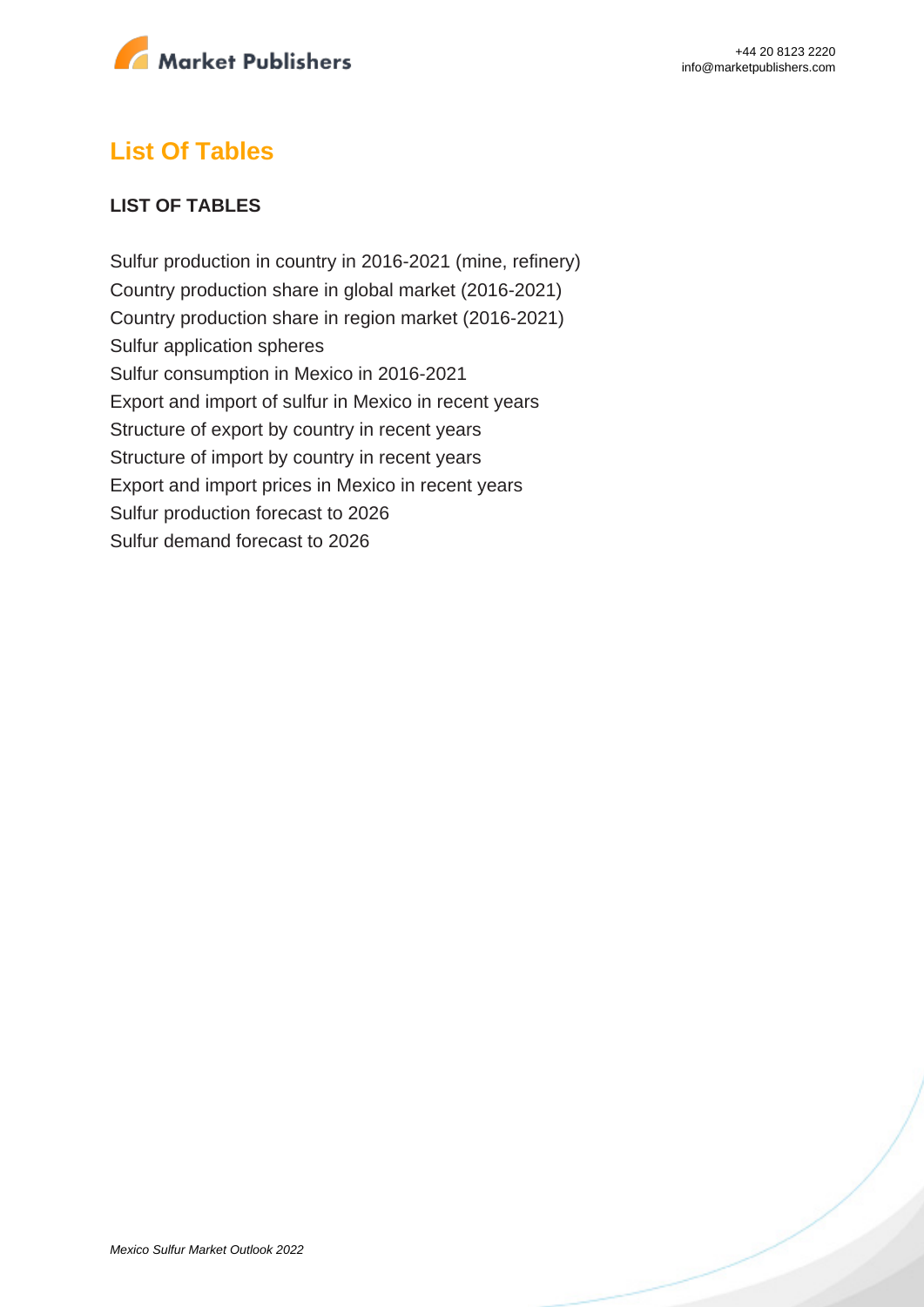## List Of Tables

### LIST OF TABLES

Sulfur production in country in 2016-2021 (mine, refinery)
Country production share in global market (2016-2021)
Country production share in region market (2016-2021)
Sulfur application spheres
Sulfur consumption in Mexico in 2016-2021
Export and import of sulfur in Mexico in recent years
Structure of export by country in recent years
Structure of import by country in recent years
Export and import prices in Mexico in recent years
Sulfur production forecast to 2026
Sulfur demand forecast to 2026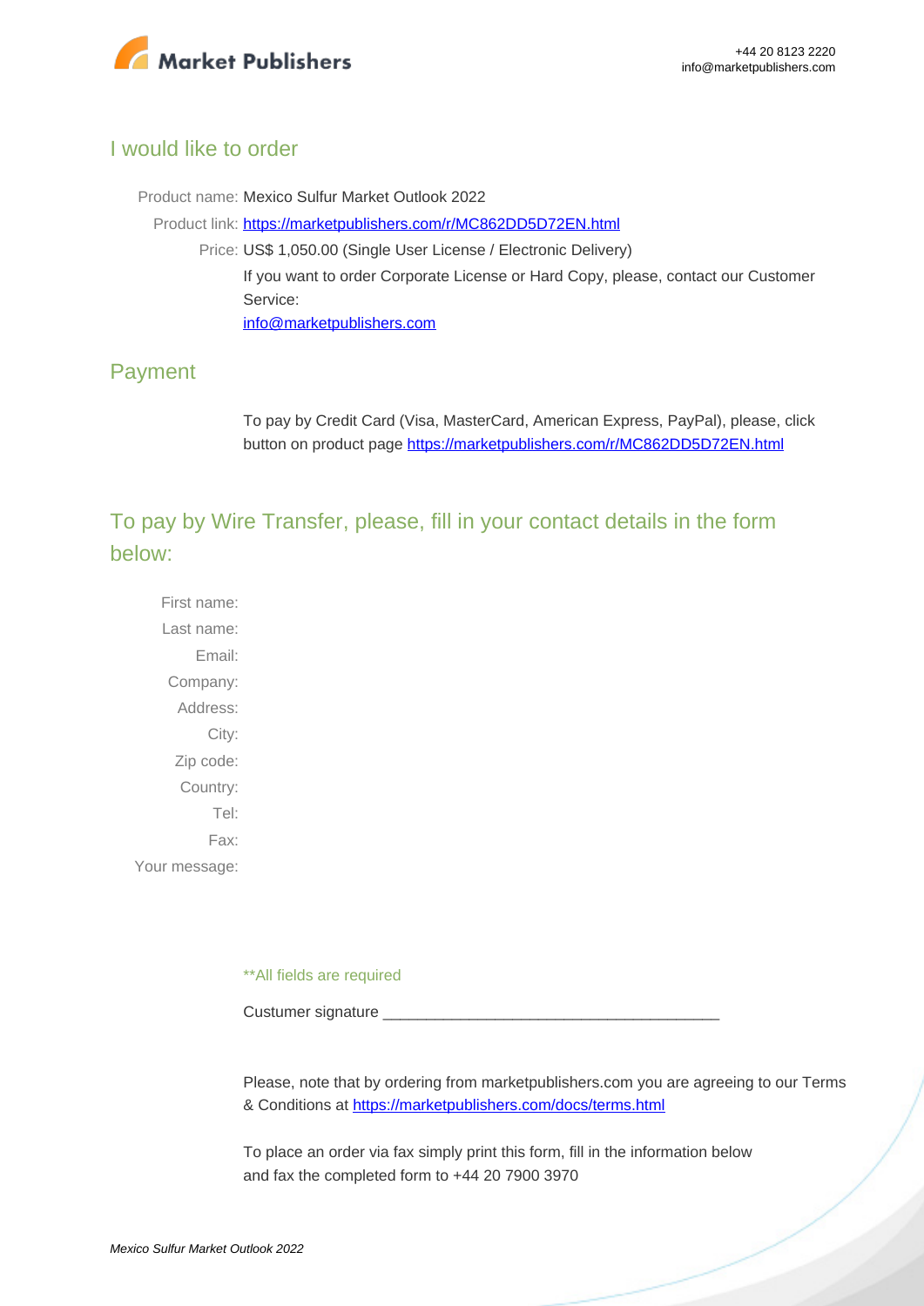## I would like to order

Product name: Mexico Sulfur Market Outlook 2022

Product link: https://marketpublishers.com/r/MC862DD5D72EN.html

Price: US$ 1,050.00 (Single User License / Electronic Delivery)

If you want to order Corporate License or Hard Copy, please, contact our Customer Service:

info@marketpublishers.com

## Payment

To pay by Credit Card (Visa, MasterCard, American Express, PayPal), please, click button on product page https://marketpublishers.com/r/MC862DD5D72EN.html

## To pay by Wire Transfer, please, fill in your contact details in the form below:

First name:

Last name:

Email:

Company:

Address:

City:

Zip code:

Country:

Tel:

Fax:

Your message:

**All fields are required

Custumer signature _______________________________________

Please, note that by ordering from marketpublishers.com you are agreeing to our Terms & Conditions at https://marketpublishers.com/docs/terms.html

To place an order via fax simply print this form, fill in the information below and fax the completed form to +44 20 7900 3970